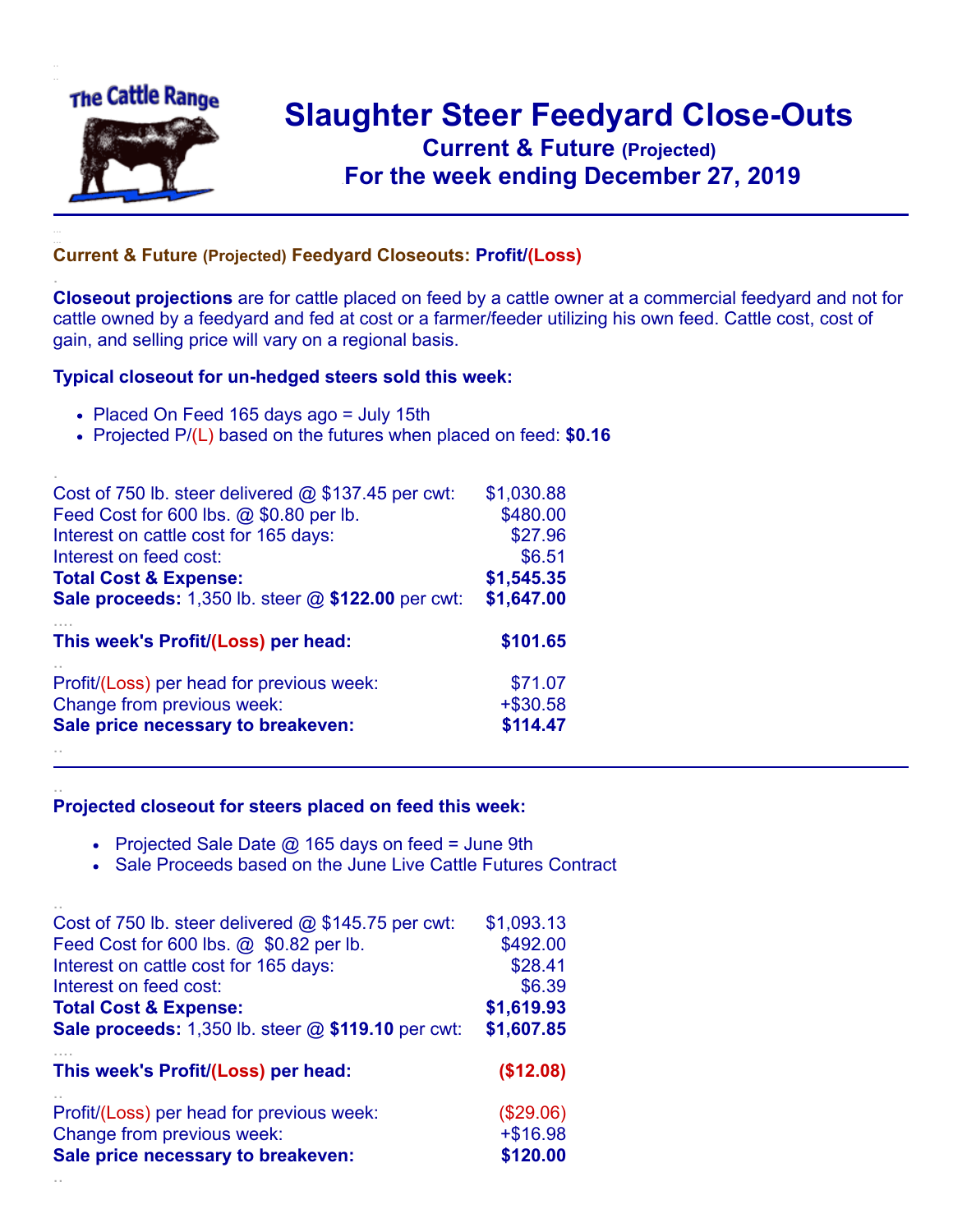# Slaughter Steer Feedyard Close-Outs

## Current & Future (Projected)

## For the week ending December 27, 2019

### Current & Future (Projected) Feedyard Closeouts: Profit/(Loss)

**Closeout projections** are for cattle placed on feed by a cattle owner at a commercial feedyard and not for cattle owned by a feedyard and fed at cost or a farmer/feeder utilizing his own feed. Cattle cost, cost of gain, and selling price will vary on a regional basis.

**Typical closeout for un-hedged steers sold this week:**

- Placed On Feed 165 days ago = July 15th
- Projected P/(L) based on the futures when placed on feed: **$0.16**

| | |
|---|---|
| Cost of 750 lb. steer delivered @ $137.45 per cwt: | $1,030.88 |
| Feed Cost for 600 lbs. @ $0.80 per lb. | $480.00 |
| Interest on cattle cost for 165 days: | $27.96 |
| Interest on feed cost: | $6.51 |
| **Total Cost & Expense:** | **$1,545.35** |
| **Sale proceeds:** 1,350 lb. steer @ **$122.00** per cwt: | **$1,647.00** |
| **This week's Profit/(Loss) per head:** | **$101.65** |
| Profit/(Loss) per head for previous week: | $71.07 |
| Change from previous week: | +$30.58 |
| **Sale price necessary to breakeven:** | **$114.47** |

---

**Projected closeout for steers placed on feed this week:**

- Projected Sale Date @ 165 days on feed = June 9th
- Sale Proceeds based on the June Live Cattle Futures Contract

| | |
|---|---|
| Cost of 750 lb. steer delivered @ $145.75 per cwt: | $1,093.13 |
| Feed Cost for 600 lbs. @ $0.82 per lb. | $492.00 |
| Interest on cattle cost for 165 days: | $28.41 |
| Interest on feed cost: | $6.39 |
| **Total Cost & Expense:** | **$1,619.93** |
| **Sale proceeds:** 1,350 lb. steer @ **$119.10** per cwt: | **$1,607.85** |
| **This week's Profit/(Loss) per head:** | **($12.08)** |
| Profit/(Loss) per head for previous week: | ($29.06) |
| Change from previous week: | +$16.98 |
| **Sale price necessary to breakeven:** | **$120.00** |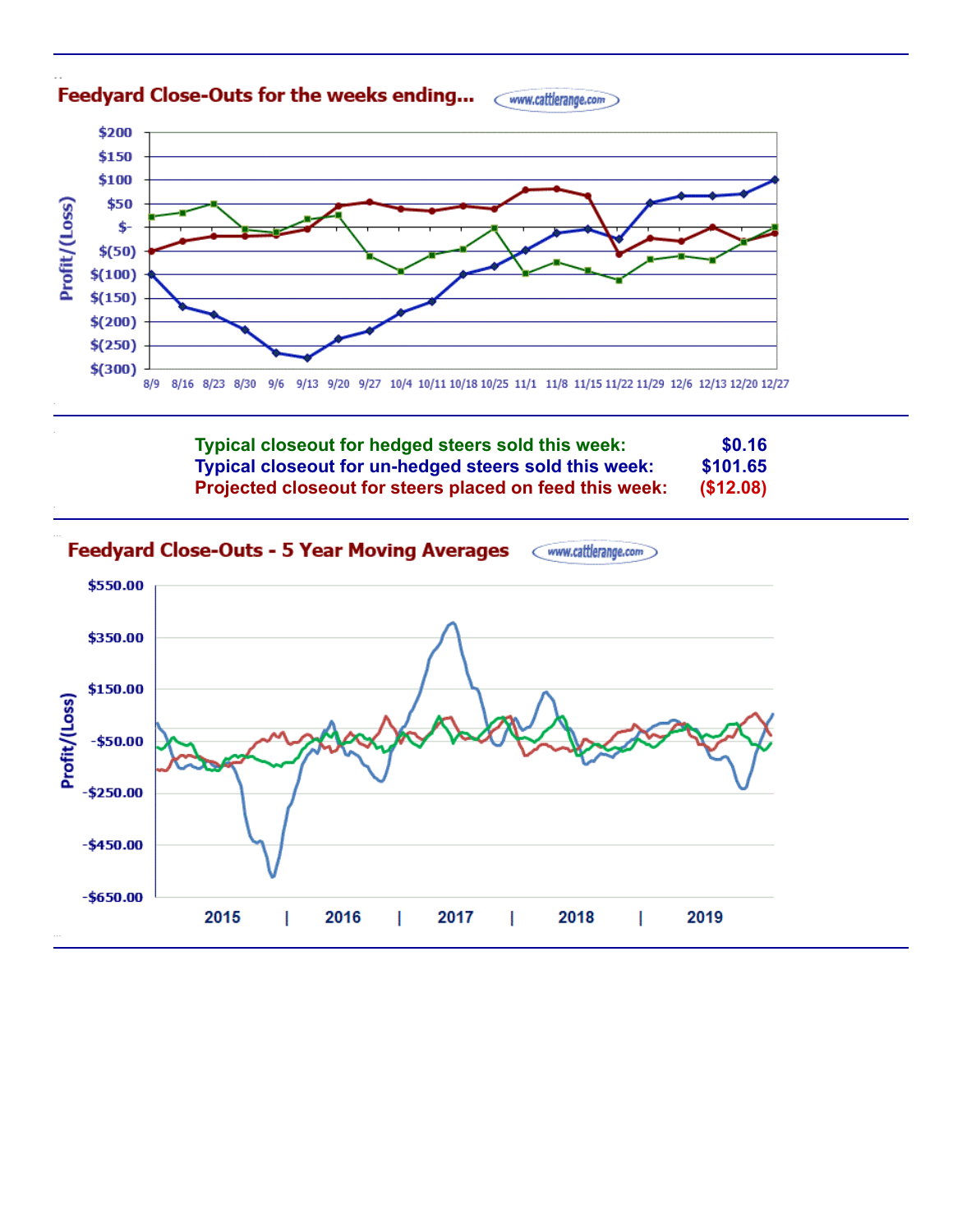## Feedyard Close-Outs for the weeks ending...

www.cattlerange.com

$200
$150
$100
$50
$-
$(50)
$(100)
$(150)
$(200)
$(250)
$(300)

Profit/(Loss)

8/9 8/16 8/23 8/30 9/6 9/13 9/20 9/27 10/4 10/11 10/18 10/25 11/1 11/8 11/15 11/22 11/29 12/6 12/13 12/20 12/27

| | |
|---|---|
| Typical closeout for hedged steers sold this week: | $0.16 |
| Typical closeout for un-hedged steers sold this week: | $101.65 |
| Projected closeout for steers placed on feed this week: | ($12.08) |

## Feedyard Close-Outs - 5 Year Moving Averages

www.cattlerange.com

$550.00
$350.00
$150.00
-$50.00
-$250.00
-$450.00
-$650.00

Profit/(Loss)

2015 | 2016 | 2017 | 2018 | 2019